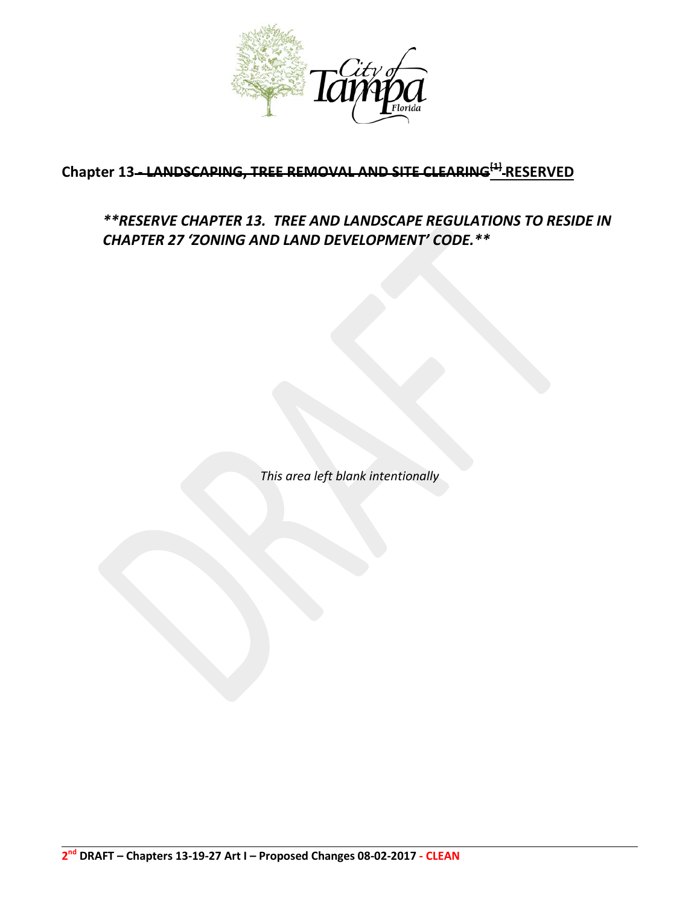# Chapter 13 ~~- LANDSCAPING, TREE REMOVAL AND SITE CLEARING[1]~~ - RESERVED

***\*\*RESERVE CHAPTER 13. TREE AND LANDSCAPE REGULATIONS TO RESIDE IN CHAPTER 27 'ZONING AND LAND DEVELOPMENT' CODE.\*\****

*This area left blank intentionally*

**2nd DRAFT – Chapters 13-19-27 Art I – Proposed Changes 08-02-2017 - CLEAN**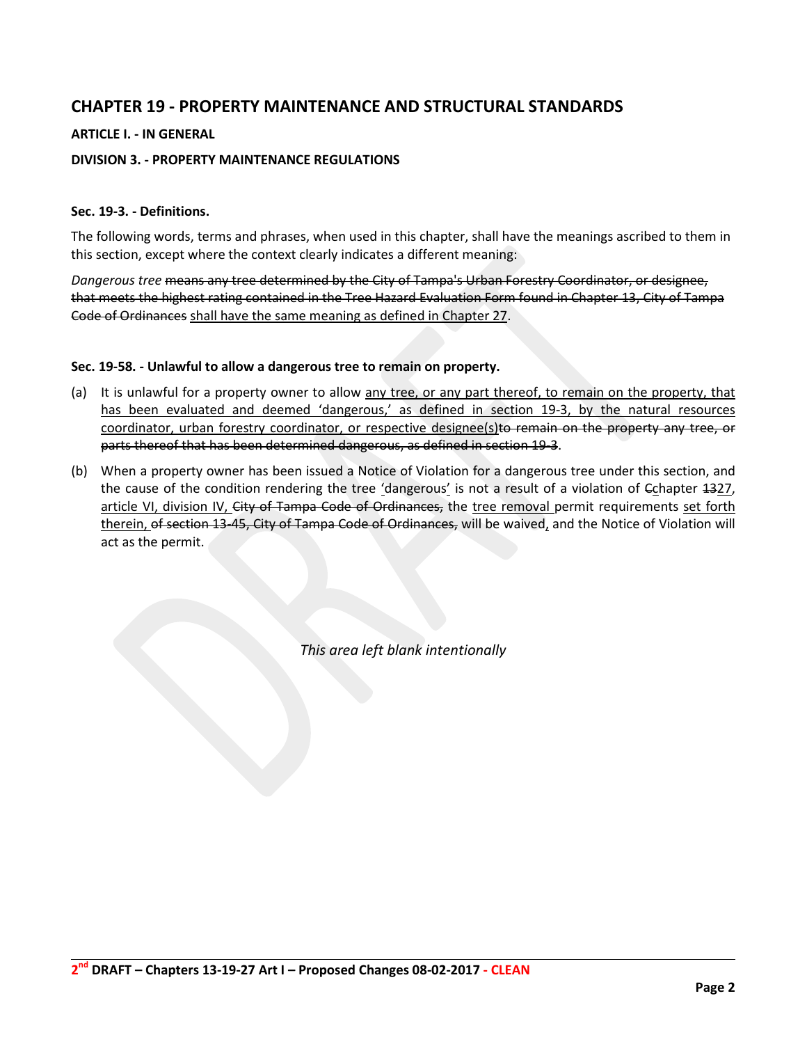## CHAPTER 19 - PROPERTY MAINTENANCE AND STRUCTURAL STANDARDS

**ARTICLE I. - IN GENERAL**

**DIVISION 3. - PROPERTY MAINTENANCE REGULATIONS**

**Sec. 19-3. - Definitions.**

The following words, terms and phrases, when used in this chapter, shall have the meanings ascribed to them in this section, except where the context clearly indicates a different meaning:

*Dangerous tree* ~~means any tree determined by the City of Tampa's Urban Forestry Coordinator, or designee, that meets the highest rating contained in the Tree Hazard Evaluation Form found in Chapter 13, City of Tampa Code of Ordinances~~ <u>shall have the same meaning as defined in Chapter 27</u>.

**Sec. 19-58. - Unlawful to allow a dangerous tree to remain on property.**

(a) It is unlawful for a property owner to allow <u>any tree, or any part thereof, to remain on the property, that has been evaluated and deemed 'dangerous,' as defined in section 19-3, by the natural resources coordinator, urban forestry coordinator, or respective designee(s)</u>~~to remain on the property any tree, or parts thereof that has been determined dangerous, as defined in section 19-3~~.

(b) When a property owner has been issued a Notice of Violation for a dangerous tree under this section, and the cause of the condition rendering the tree <u>'</u>dangerous<u>'</u> is not a result of a violation of ~~C~~<u>c</u>hapter ~~13~~<u>27</u>, <u>article VI, division IV,</u> ~~City of Tampa Code of Ordinances,~~ the <u>tree removal</u> permit requirements <u>set forth therein,</u> ~~of section 13-45, City of Tampa Code of Ordinances,~~ will be waived<u>,</u> and the Notice of Violation will act as the permit.

*This area left blank intentionally*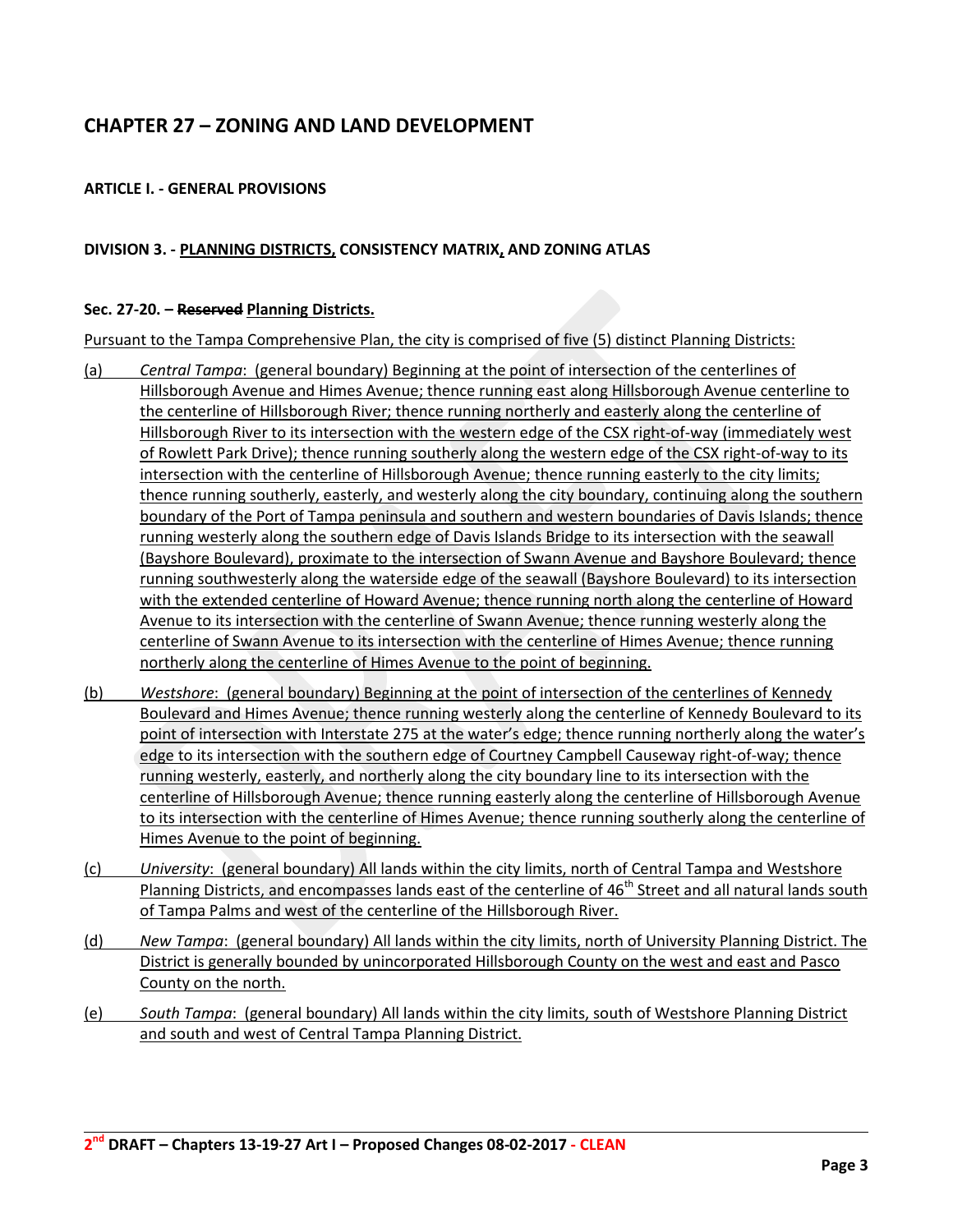# CHAPTER 27 – ZONING AND LAND DEVELOPMENT

### ARTICLE I. - GENERAL PROVISIONS

### DIVISION 3. - PLANNING DISTRICTS, CONSISTENCY MATRIX, AND ZONING ATLAS

**Sec. 27-20. – ~~Reserved~~ Planning Districts.**

Pursuant to the Tampa Comprehensive Plan, the city is comprised of five (5) distinct Planning Districts:

(a) *Central Tampa*: (general boundary) Beginning at the point of intersection of the centerlines of Hillsborough Avenue and Himes Avenue; thence running east along Hillsborough Avenue centerline to the centerline of Hillsborough River; thence running northerly and easterly along the centerline of Hillsborough River to its intersection with the western edge of the CSX right-of-way (immediately west of Rowlett Park Drive); thence running southerly along the western edge of the CSX right-of-way to its intersection with the centerline of Hillsborough Avenue; thence running easterly to the city limits; thence running southerly, easterly, and westerly along the city boundary, continuing along the southern boundary of the Port of Tampa peninsula and southern and western boundaries of Davis Islands; thence running westerly along the southern edge of Davis Islands Bridge to its intersection with the seawall (Bayshore Boulevard), proximate to the intersection of Swann Avenue and Bayshore Boulevard; thence running southwesterly along the waterside edge of the seawall (Bayshore Boulevard) to its intersection with the extended centerline of Howard Avenue; thence running north along the centerline of Howard Avenue to its intersection with the centerline of Swann Avenue; thence running westerly along the centerline of Swann Avenue to its intersection with the centerline of Himes Avenue; thence running northerly along the centerline of Himes Avenue to the point of beginning.

(b) *Westshore*: (general boundary) Beginning at the point of intersection of the centerlines of Kennedy Boulevard and Himes Avenue; thence running westerly along the centerline of Kennedy Boulevard to its point of intersection with Interstate 275 at the water's edge; thence running northerly along the water's edge to its intersection with the southern edge of Courtney Campbell Causeway right-of-way; thence running westerly, easterly, and northerly along the city boundary line to its intersection with the centerline of Hillsborough Avenue; thence running easterly along the centerline of Hillsborough Avenue to its intersection with the centerline of Himes Avenue; thence running southerly along the centerline of Himes Avenue to the point of beginning.

(c) *University*: (general boundary) All lands within the city limits, north of Central Tampa and Westshore Planning Districts, and encompasses lands east of the centerline of 46th Street and all natural lands south of Tampa Palms and west of the centerline of the Hillsborough River.

(d) *New Tampa*: (general boundary) All lands within the city limits, north of University Planning District. The District is generally bounded by unincorporated Hillsborough County on the west and east and Pasco County on the north.

(e) *South Tampa*: (general boundary) All lands within the city limits, south of Westshore Planning District and south and west of Central Tampa Planning District.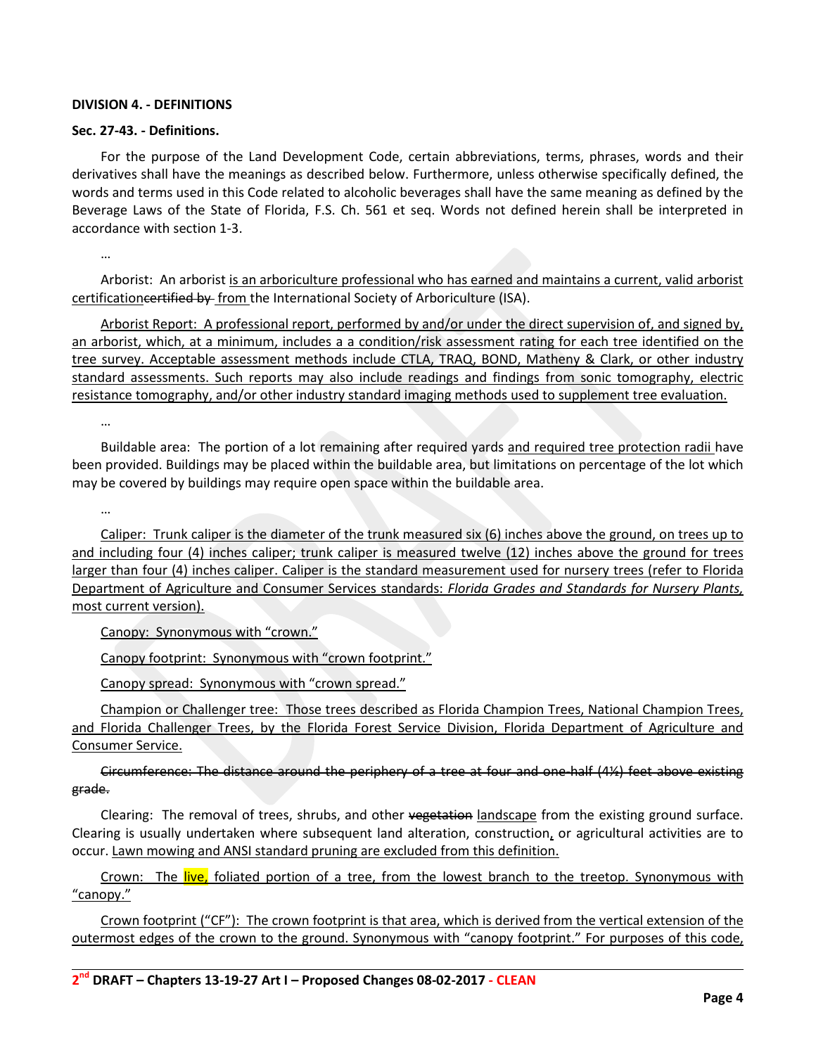**DIVISION 4. - DEFINITIONS**

**Sec. 27-43. - Definitions.**

For the purpose of the Land Development Code, certain abbreviations, terms, phrases, words and their derivatives shall have the meanings as described below. Furthermore, unless otherwise specifically defined, the words and terms used in this Code related to alcoholic beverages shall have the same meaning as defined by the Beverage Laws of the State of Florida, F.S. Ch. 561 et seq. Words not defined herein shall be interpreted in accordance with section 1-3.

…

Arborist: An arborist <u>is an arboriculture professional who has earned and maintains a current, valid arborist certification</u>~~certified by~~ <u>from</u> the International Society of Arboriculture (ISA).

<u>Arborist Report: A professional report, performed by and/or under the direct supervision of, and signed by, an arborist, which, at a minimum, includes a a condition/risk assessment rating for each tree identified on the tree survey. Acceptable assessment methods include CTLA, TRAQ, BOND, Matheny & Clark, or other industry standard assessments. Such reports may also include readings and findings from sonic tomography, electric resistance tomography, and/or other industry standard imaging methods used to supplement tree evaluation.</u>

…

Buildable area: The portion of a lot remaining after required yards <u>and required tree protection radii</u> have been provided. Buildings may be placed within the buildable area, but limitations on percentage of the lot which may be covered by buildings may require open space within the buildable area.

…

<u>Caliper: Trunk caliper is the diameter of the trunk measured six (6) inches above the ground, on trees up to and including four (4) inches caliper; trunk caliper is measured twelve (12) inches above the ground for trees larger than four (4) inches caliper. Caliper is the standard measurement used for nursery trees (refer to Florida Department of Agriculture and Consumer Services standards: *Florida Grades and Standards for Nursery Plants*, most current version).</u>

<u>Canopy: Synonymous with "crown."</u>

<u>Canopy footprint: Synonymous with "crown footprint."</u>

<u>Canopy spread: Synonymous with "crown spread."</u>

<u>Champion or Challenger tree: Those trees described as Florida Champion Trees, National Champion Trees, and Florida Challenger Trees, by the Florida Forest Service Division, Florida Department of Agriculture and Consumer Service.</u>

~~Circumference: The distance around the periphery of a tree at four and one-half (4½) feet above existing grade.~~

Clearing: The removal of trees, shrubs, and other ~~vegetation~~ <u>landscape</u> from the existing ground surface. Clearing is usually undertaken where subsequent land alteration, construction<u>,</u> or agricultural activities are to occur. <u>Lawn mowing and ANSI standard pruning are excluded from this definition.</u>

<u>Crown: The live, foliated portion of a tree, from the lowest branch to the treetop. Synonymous with "canopy."</u>

<u>Crown footprint ("CF"): The crown footprint is that area, which is derived from the vertical extension of the outermost edges of the crown to the ground. Synonymous with "canopy footprint." For purposes of this code,</u>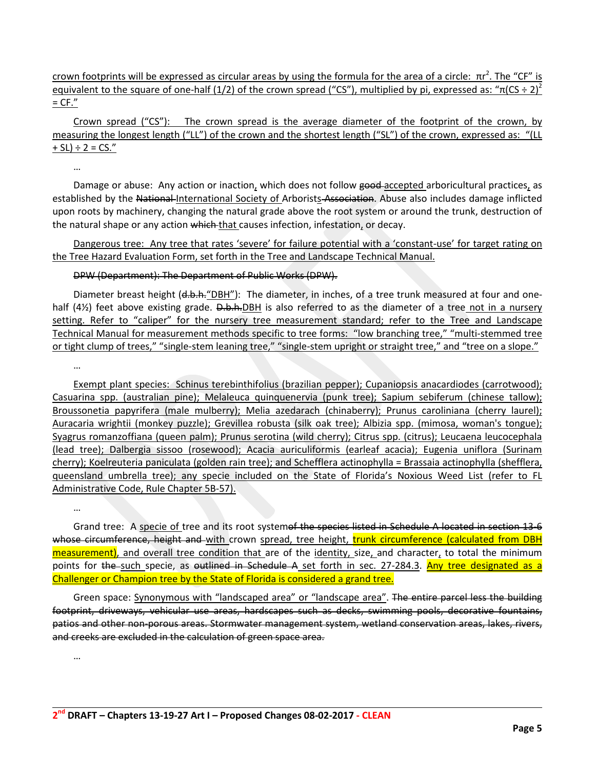crown footprints will be expressed as circular areas by using the formula for the area of a circle: $\pi r^2$. The "CF" is equivalent to the square of one-half (1/2) of the crown spread ("CS"), multiplied by pi, expressed as: "$\pi(CS \div 2)^2 = CF$."

Crown spread ("CS"): The crown spread is the average diameter of the footprint of the crown, by measuring the longest length ("LL") of the crown and the shortest length ("SL") of the crown, expressed as: "$(LL + SL) \div 2 = CS$."

…

Damage or abuse: Any action or inaction, which does not follow ~~good~~ accepted arboricultural practices, as established by the ~~National~~ International Society of Arborists ~~Association~~. Abuse also includes damage inflicted upon roots by machinery, changing the natural grade above the root system or around the trunk, destruction of the natural shape or any action ~~which~~ that causes infection, infestation, or decay.

Dangerous tree: Any tree that rates 'severe' for failure potential with a 'constant-use' for target rating on the Tree Hazard Evaluation Form, set forth in the Tree and Landscape Technical Manual.

~~DPW (Department): The Department of Public Works (DPW).~~

Diameter breast height (~~d.b.h.~~"DBH"): The diameter, in inches, of a tree trunk measured at four and one-half (4½) feet above existing grade. ~~D.b.h.~~DBH is also referred to as the diameter of a tree not in a nursery setting. Refer to "caliper" for the nursery tree measurement standard; refer to the Tree and Landscape Technical Manual for measurement methods specific to tree forms: "low branching tree," "multi-stemmed tree or tight clump of trees," "single-stem leaning tree," "single-stem upright or straight tree," and "tree on a slope."

…

Exempt plant species: Schinus terebinthifolius (brazilian pepper); Cupaniopsis anacardiodes (carrotwood); Casuarina spp. (australian pine); Melaleuca quinquenervia (punk tree); Sapium sebiferum (chinese tallow); Broussonetia papyrifera (male mulberry); Melia azedarach (chinaberry); Prunus caroliniana (cherry laurel); Auracaria wrightii (monkey puzzle); Grevillea robusta (silk oak tree); Albizia spp. (mimosa, woman's tongue); Syagrus romanzoffiana (queen palm); Prunus serotina (wild cherry); Citrus spp. (citrus); Leucaena leucocephala (lead tree); Dalbergia sissoo (rosewood); Acacia auriculiformis (earleaf acacia); Eugenia uniflora (Surinam cherry); Koelreuteria paniculata (golden rain tree); and Schefflera actinophylla = Brassaia actinophylla (shefflera, queensland umbrella tree); any specie included on the State of Florida's Noxious Weed List (refer to FL Administrative Code, Rule Chapter 5B-57).

…

Grand tree: A specie of tree and its root system~~of the species listed in Schedule A located in section 13-6 whose circumference, height and~~ with crown spread, tree height, trunk circumference (calculated from DBH measurement), and overall tree condition that are of the identity, size, and character, to total the minimum points for ~~the~~ such specie, as ~~outlined in Schedule A~~ set forth in sec. 27-284.3. Any tree designated as a Challenger or Champion tree by the State of Florida is considered a grand tree.

Green space: Synonymous with "landscaped area" or "landscape area". ~~The entire parcel less the building footprint, driveways, vehicular use areas, hardscapes such as decks, swimming pools, decorative fountains, patios and other non-porous areas. Stormwater management system, wetland conservation areas, lakes, rivers, and creeks are excluded in the calculation of green space area.~~

…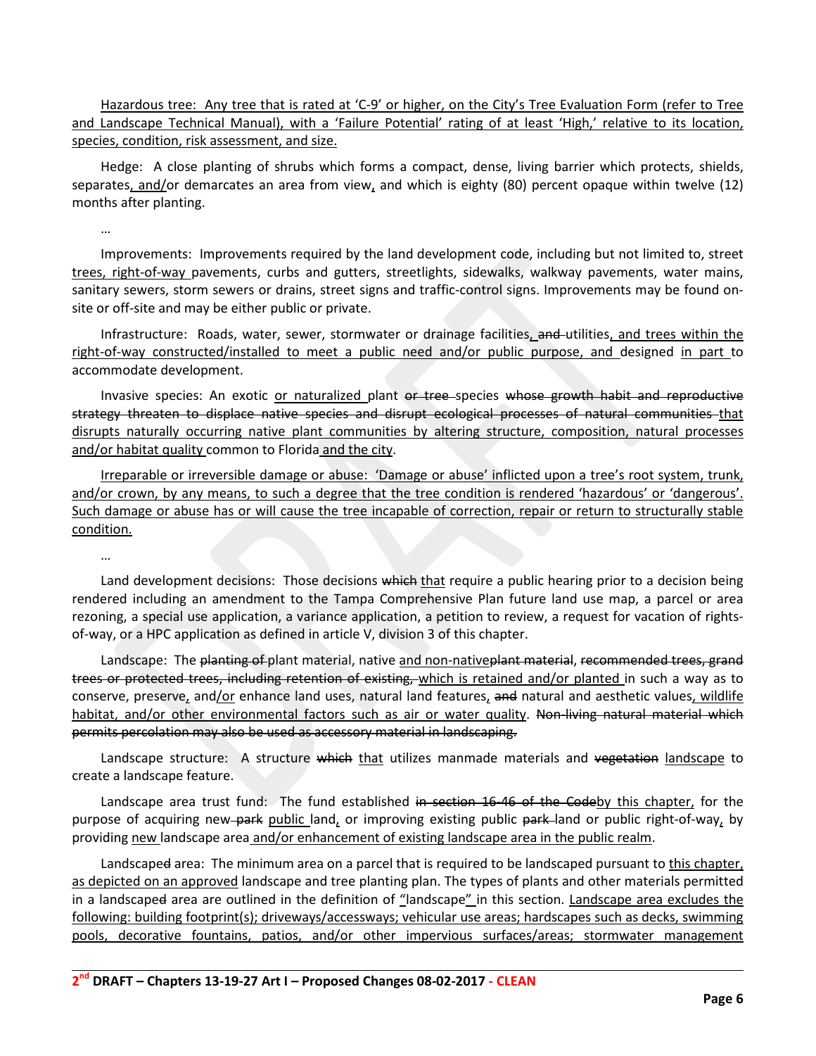<u>Hazardous tree: Any tree that is rated at 'C-9' or higher, on the City's Tree Evaluation Form (refer to Tree and Landscape Technical Manual), with a 'Failure Potential' rating of at least 'High,' relative to its location, species, condition, risk assessment, and size.</u>

Hedge: A close planting of shrubs which forms a compact, dense, living barrier which protects, shields, separates<u>, and/</u>or demarcates an area from view<u>,</u> and which is eighty (80) percent opaque within twelve (12) months after planting.

…

Improvements: Improvements required by the land development code, including but not limited to, street <u>trees, right-of-way</u> pavements, curbs and gutters, streetlights, sidewalks, walkway pavements, water mains, sanitary sewers, storm sewers or drains, street signs and traffic-control signs. Improvements may be found on-site or off-site and may be either public or private.

Infrastructure: Roads, water, sewer, stormwater or drainage facilities<u>,</u> ~~and~~ utilities<u>, and trees within the right-of-way constructed/installed to meet a public need and/or public purpose, and</u> designed <u>in part</u> to accommodate development.

Invasive species: An exotic <u>or naturalized</u> plant ~~or tree~~ species ~~whose growth habit and reproductive strategy threaten to displace native species and disrupt ecological processes of natural communities~~ <u>that disrupts naturally occurring native plant communities by altering structure, composition, natural processes and/or habitat quality</u> common to Florida <u>and the city</u>.

<u>Irreparable or irreversible damage or abuse: 'Damage or abuse' inflicted upon a tree's root system, trunk, and/or crown, by any means, to such a degree that the tree condition is rendered 'hazardous' or 'dangerous'. Such damage or abuse has or will cause the tree incapable of correction, repair or return to structurally stable condition.</u>

…

Land development decisions: Those decisions ~~which~~ <u>that</u> require a public hearing prior to a decision being rendered including an amendment to the Tampa Comprehensive Plan future land use map, a parcel or area rezoning, a special use application, a variance application, a petition to review, a request for vacation of rights-of-way, or a HPC application as defined in article V, division 3 of this chapter.

Landscape: The ~~planting of~~ plant material, native <u>and non-native</u>~~plant material~~, ~~recommended trees, grand trees or protected trees, including retention of existing,~~ <u>which is retained and/or planted</u> in such a way as to conserve, preserve<u>,</u> and<u>/or</u> enhance land uses, natural land features<u>,</u> ~~and~~ natural and aesthetic values<u>, wildlife habitat, and/or other environmental factors such as air or water quality</u>. ~~Non-living natural material which permits percolation may also be used as accessory material in landscaping.~~

Landscape structure: A structure ~~which~~ <u>that</u> utilizes manmade materials and ~~vegetation~~ <u>landscape</u> to create a landscape feature.

Landscape area trust fund: The fund established ~~in section 16-46 of the Code~~<u>by this chapter,</u> for the purpose of acquiring new ~~park~~ <u>public</u> land<u>,</u> or improving existing public ~~park~~ land or public right-of-way<u>,</u> by providing <u>new</u> landscape area <u>and/or enhancement of existing landscape area in the public realm</u>.

Landscape~~d~~ area: The minimum area on a parcel that is required to be landscaped pursuant to <u>this chapter, as depicted on an approved</u> landscape and tree planting plan. The types of plants and other materials permitted in a landscape~~d~~ area are outlined in the definition of <u>"</u>landscape<u>"</u> in this section. <u>Landscape area excludes the following: building footprint(s); driveways/accessways; vehicular use areas; hardscapes such as decks, swimming pools, decorative fountains, patios, and/or other impervious surfaces/areas; stormwater management</u>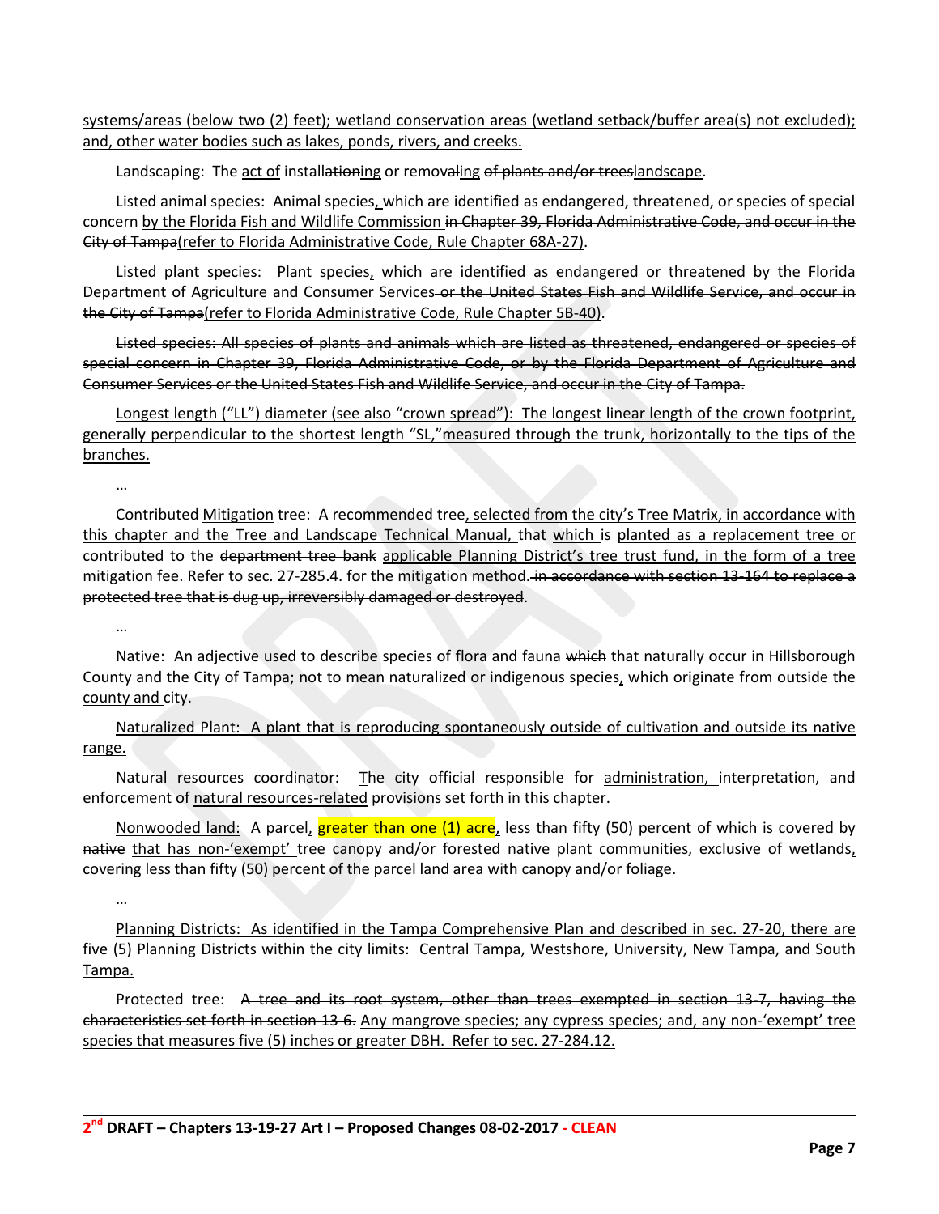systems/areas (below two (2) feet); wetland conservation areas (wetland setback/buffer area(s) not excluded); and, other water bodies such as lakes, ponds, rivers, and creeks.

Landscaping: The act of installationing or removaling ~~of plants and/or trees~~landscape.

Listed animal species: Animal species, which are identified as endangered, threatened, or species of special concern by the Florida Fish and Wildlife Commission ~~in Chapter 39, Florida Administrative Code, and occur in the City of Tampa~~(refer to Florida Administrative Code, Rule Chapter 68A-27).

Listed plant species: Plant species, which are identified as endangered or threatened by the Florida Department of Agriculture and Consumer Services ~~or the United States Fish and Wildlife Service, and occur in the City of Tampa~~(refer to Florida Administrative Code, Rule Chapter 5B-40).

~~Listed species: All species of plants and animals which are listed as threatened, endangered or species of special concern in Chapter 39, Florida Administrative Code, or by the Florida Department of Agriculture and Consumer Services or the United States Fish and Wildlife Service, and occur in the City of Tampa.~~

Longest length ("LL") diameter (see also "crown spread"): The longest linear length of the crown footprint, generally perpendicular to the shortest length "SL,"measured through the trunk, horizontally to the tips of the branches.

…

~~Contributed~~ Mitigation tree: A ~~recommended~~ tree, selected from the city's Tree Matrix, in accordance with this chapter and the Tree and Landscape Technical Manual, ~~that~~ which is planted as a replacement tree or contributed to the ~~department tree bank~~ applicable Planning District's tree trust fund, in the form of a tree mitigation fee. Refer to sec. 27-285.4. for the mitigation method. ~~in accordance with section 13-164 to replace a protected tree that is dug up, irreversibly damaged or destroyed~~.

…

Native: An adjective used to describe species of flora and fauna ~~which~~ that naturally occur in Hillsborough County and the City of Tampa; not to mean naturalized or indigenous species, which originate from outside the county and city.

Naturalized Plant: A plant that is reproducing spontaneously outside of cultivation and outside its native range.

Natural resources coordinator: The city official responsible for administration, interpretation, and enforcement of natural resources-related provisions set forth in this chapter.

Nonwooded land: A parcel, ~~greater than one (1) acre~~, ~~less than fifty (50) percent of which is covered by native~~ that has non-'exempt' tree canopy and/or forested native plant communities, exclusive of wetlands, covering less than fifty (50) percent of the parcel land area with canopy and/or foliage.

…

Planning Districts: As identified in the Tampa Comprehensive Plan and described in sec. 27-20, there are five (5) Planning Districts within the city limits: Central Tampa, Westshore, University, New Tampa, and South Tampa.

Protected tree: ~~A tree and its root system, other than trees exempted in section 13-7, having the characteristics set forth in section 13-6.~~ Any mangrove species; any cypress species; and, any non-'exempt' tree species that measures five (5) inches or greater DBH. Refer to sec. 27-284.12.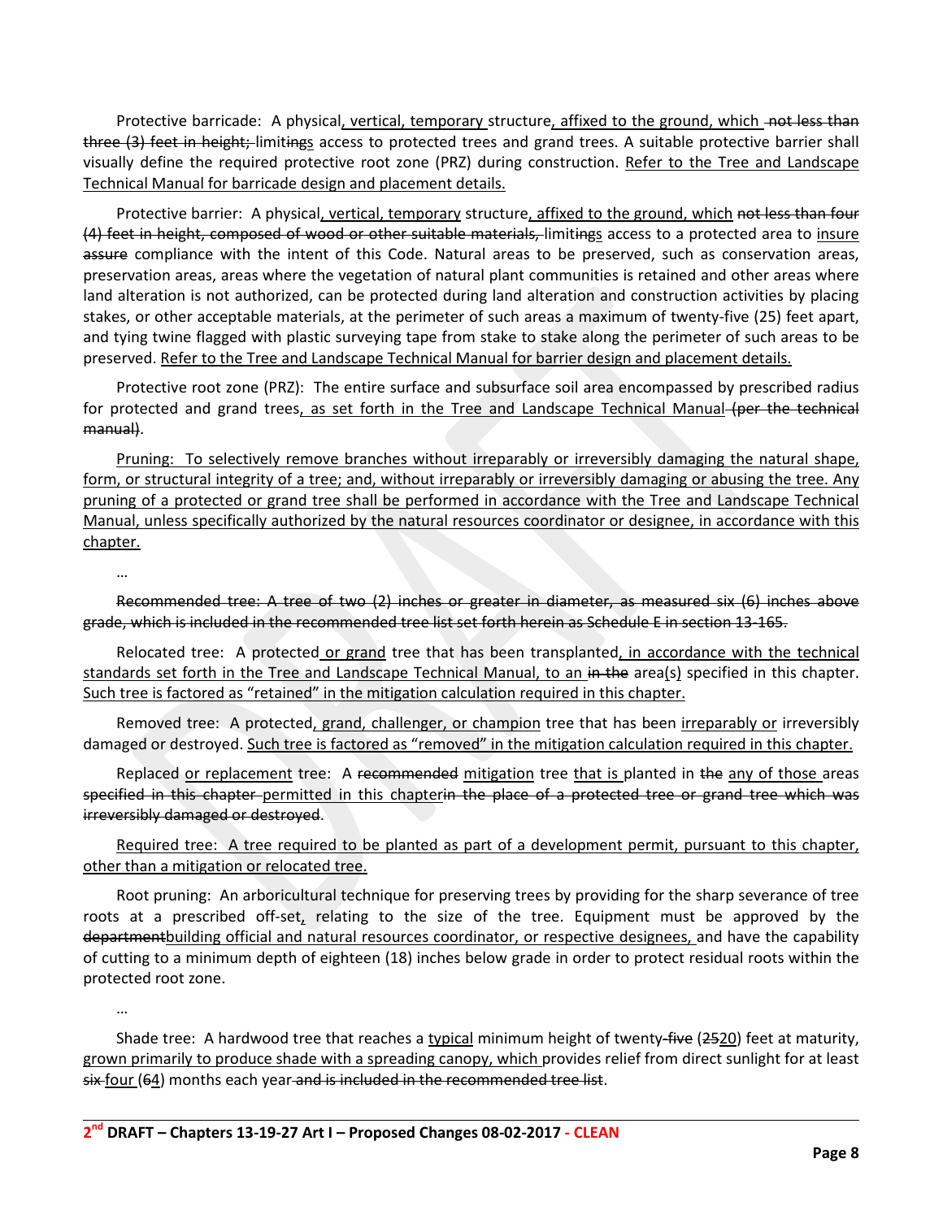Protective barricade: A physical<u>, vertical, temporary</u> structure<u>, affixed to the ground, which</u> ~~not less than three (3) feet in height;~~ limit<u>s</u>~~ings~~ access to protected trees and grand trees. A suitable protective barrier shall visually define the required protective root zone (PRZ) during construction. <u>Refer to the Tree and Landscape Technical Manual for barricade design and placement details.</u>

Protective barrier: A physical<u>, vertical, temporary</u> structure<u>, affixed to the ground, which</u> ~~not less than four (4) feet in height, composed of wood or other suitable materials,~~ limit<u>s</u>~~ings~~ access to a protected area to <u>insure</u> ~~assure~~ compliance with the intent of this Code. Natural areas to be preserved, such as conservation areas, preservation areas, areas where the vegetation of natural plant communities is retained and other areas where land alteration is not authorized, can be protected during land alteration and construction activities by placing stakes, or other acceptable materials, at the perimeter of such areas a maximum of twenty-five (25) feet apart, and tying twine flagged with plastic surveying tape from stake to stake along the perimeter of such areas to be preserved. <u>Refer to the Tree and Landscape Technical Manual for barrier design and placement details.</u>

Protective root zone (PRZ): The entire surface and subsurface soil area encompassed by prescribed radius for protected and grand trees<u>, as set forth in the Tree and Landscape Technical Manual</u> ~~(per the technical manual)~~.

<u>Pruning: To selectively remove branches without irreparably or irreversibly damaging the natural shape, form, or structural integrity of a tree; and, without irreparably or irreversibly damaging or abusing the tree. Any pruning of a protected or grand tree shall be performed in accordance with the Tree and Landscape Technical Manual, unless specifically authorized by the natural resources coordinator or designee, in accordance with this chapter.</u>

…

~~Recommended tree: A tree of two (2) inches or greater in diameter, as measured six (6) inches above grade, which is included in the recommended tree list set forth herein as Schedule E in section 13-165.~~

Relocated tree: A protected<u> or grand</u> tree that has been transplanted<u>, in accordance with the technical standards set forth in the Tree and Landscape Technical Manual, to an</u> ~~in the~~ area<u>(s)</u> specified in this chapter. <u>Such tree is factored as "retained" in the mitigation calculation required in this chapter.</u>

Removed tree: A protected<u>, grand, challenger, or champion</u> tree that has been <u>irreparably or</u> irreversibly damaged or destroyed. <u>Such tree is factored as "removed" in the mitigation calculation required in this chapter.</u>

Replaced <u>or replacement</u> tree: A ~~recommended~~ <u>mitigation</u> tree <u>that is</u> planted in ~~the~~ <u>any of those</u> areas ~~specified in this chapter~~ <u>permitted in this chapter</u>~~in the place of a protected tree or grand tree which was irreversibly damaged or destroyed~~.

<u>Required tree: A tree required to be planted as part of a development permit, pursuant to this chapter, other than a mitigation or relocated tree.</u>

Root pruning: An arboricultural technique for preserving trees by providing for the sharp severance of tree roots at a prescribed off-set<u>,</u> relating to the size of the tree. Equipment must be approved by the ~~department~~<u>building official and natural resources coordinator, or respective designees,</u> and have the capability of cutting to a minimum depth of eighteen (18) inches below grade in order to protect residual roots within the protected root zone.

…

Shade tree: A hardwood tree that reaches a <u>typical</u> minimum height of twenty~~-five~~ (~~25~~<u>20</u>) feet at maturity, <u>grown primarily to produce shade with a spreading canopy, which</u> provides relief from direct sunlight for at least ~~six~~ <u>four</u> (~~6~~<u>4</u>) months each year ~~and is included in the recommended tree list~~.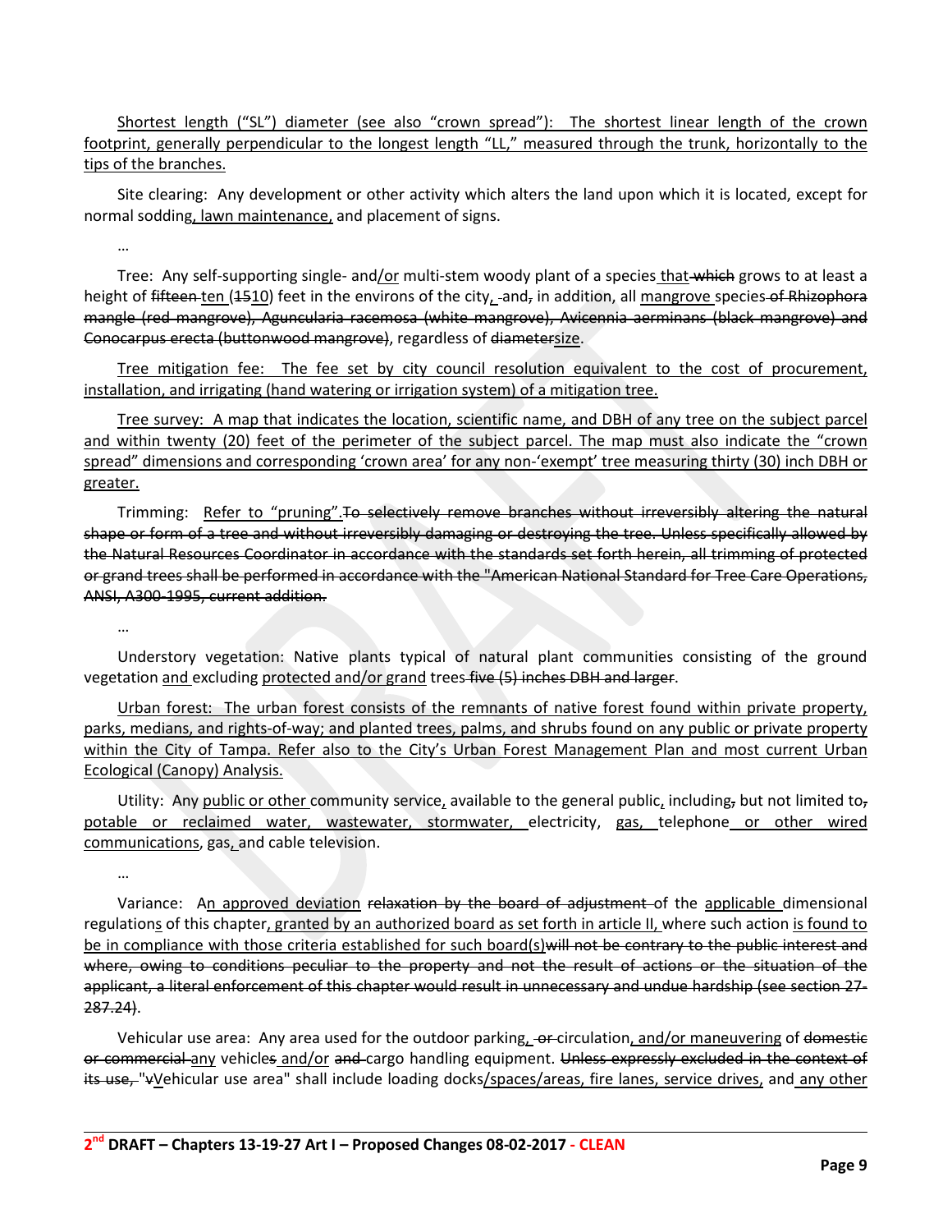Shortest length ("SL") diameter (see also "crown spread"): The shortest linear length of the crown footprint, generally perpendicular to the longest length "LL," measured through the trunk, horizontally to the tips of the branches.

Site clearing: Any development or other activity which alters the land upon which it is located, except for normal sodding, lawn maintenance, and placement of signs.

…

Tree: Any self-supporting single- and/or multi-stem woody plant of a species that ~~which~~ grows to at least a height of ~~fifteen~~ ten (~~15~~10) feet in the environs of the city, ~~and,~~ in addition, all mangrove species ~~of Rhizophora mangle (red mangrove), Aguncularia racemosa (white mangrove), Avicennia aerminans (black mangrove) and Conocarpus erecta (buttonwood mangrove)~~, regardless of ~~diameter~~size.

Tree mitigation fee: The fee set by city council resolution equivalent to the cost of procurement, installation, and irrigating (hand watering or irrigation system) of a mitigation tree.

Tree survey: A map that indicates the location, scientific name, and DBH of any tree on the subject parcel and within twenty (20) feet of the perimeter of the subject parcel. The map must also indicate the "crown spread" dimensions and corresponding 'crown area' for any non-'exempt' tree measuring thirty (30) inch DBH or greater.

Trimming: Refer to "pruning".~~To selectively remove branches without irreversibly altering the natural shape or form of a tree and without irreversibly damaging or destroying the tree. Unless specifically allowed by the Natural Resources Coordinator in accordance with the standards set forth herein, all trimming of protected or grand trees shall be performed in accordance with the "American National Standard for Tree Care Operations, ANSI, A300-1995, current addition.~~

…

Understory vegetation: Native plants typical of natural plant communities consisting of the ground vegetation and excluding protected and/or grand trees ~~five (5) inches DBH and larger~~.

Urban forest: The urban forest consists of the remnants of native forest found within private property, parks, medians, and rights-of-way; and planted trees, palms, and shrubs found on any public or private property within the City of Tampa. Refer also to the City's Urban Forest Management Plan and most current Urban Ecological (Canopy) Analysis.

Utility: Any public or other community service, available to the general public, including~~,~~ but not limited to~~,~~ potable or reclaimed water, wastewater, stormwater, electricity, gas, telephone or other wired communications, gas, and cable television.

…

Variance: An approved deviation ~~relaxation by the board of adjustment~~ of the applicable dimensional regulations of this chapter, granted by an authorized board as set forth in article II, where such action is found to be in compliance with those criteria established for such board(s)~~will not be contrary to the public interest and where, owing to conditions peculiar to the property and not the result of actions or the situation of the applicant, a literal enforcement of this chapter would result in unnecessary and undue hardship (see section 27-287.24)~~.

Vehicular use area: Any area used for the outdoor parking, ~~or~~ circulation, and/or maneuvering of ~~domestic or commercial~~ any vehicle~~s~~ and/or ~~and~~ cargo handling equipment. ~~Unless expressly excluded in the context of its use, "v~~Vehicular use area" shall include loading docks/spaces/areas, fire lanes, service drives, and any other

**2nd DRAFT – Chapters 13-19-27 Art I – Proposed Changes 08-02-2017 - CLEAN**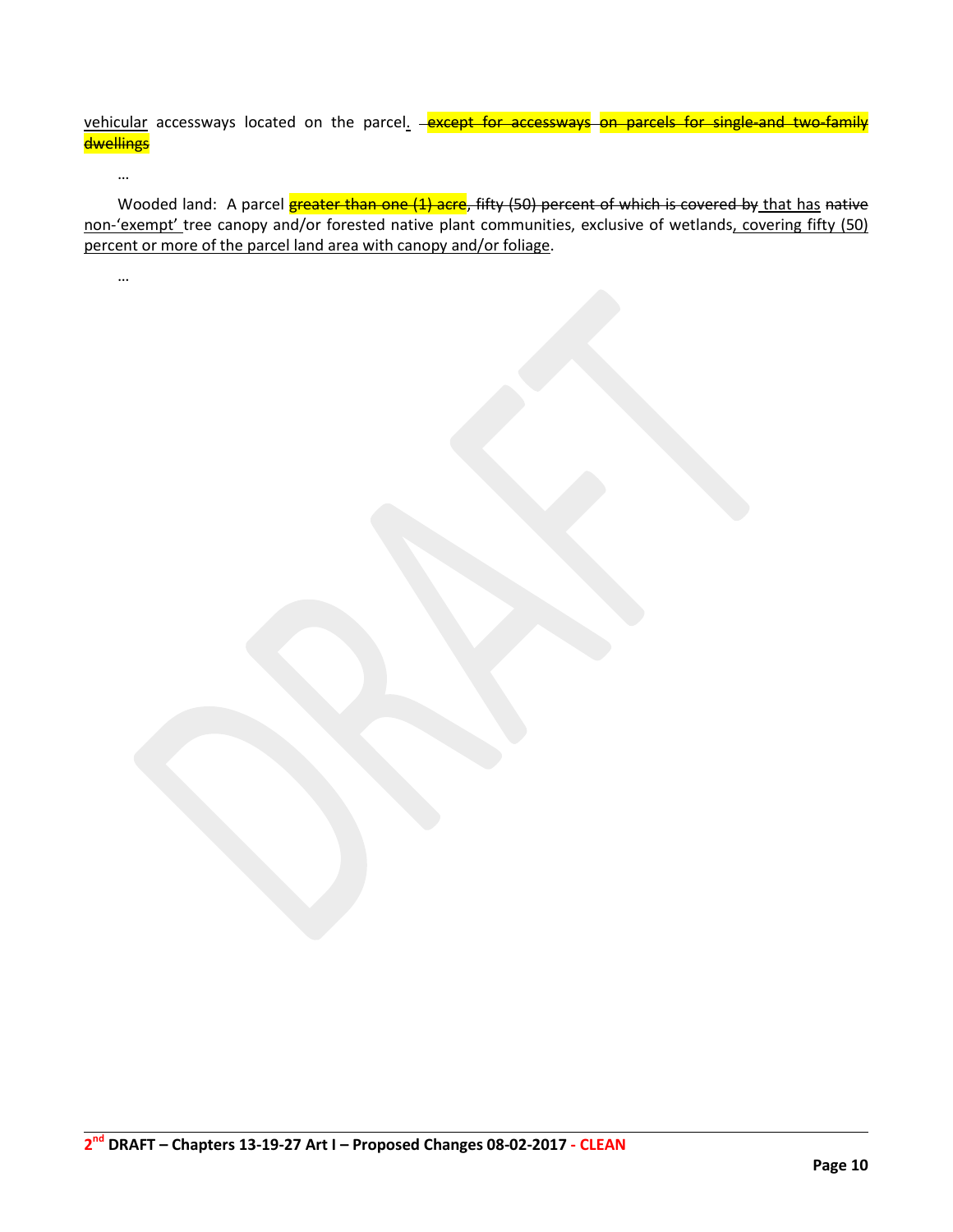vehicular accessways located on the parcel. ~~except for accessways on parcels for single-and two-family dwellings~~

…

Wooded land: A parcel ~~greater than one (1) acre, fifty (50) percent of which is covered by~~ that has ~~native~~ non-'exempt' tree canopy and/or forested native plant communities, exclusive of wetlands, covering fifty (50) percent or more of the parcel land area with canopy and/or foliage.

…